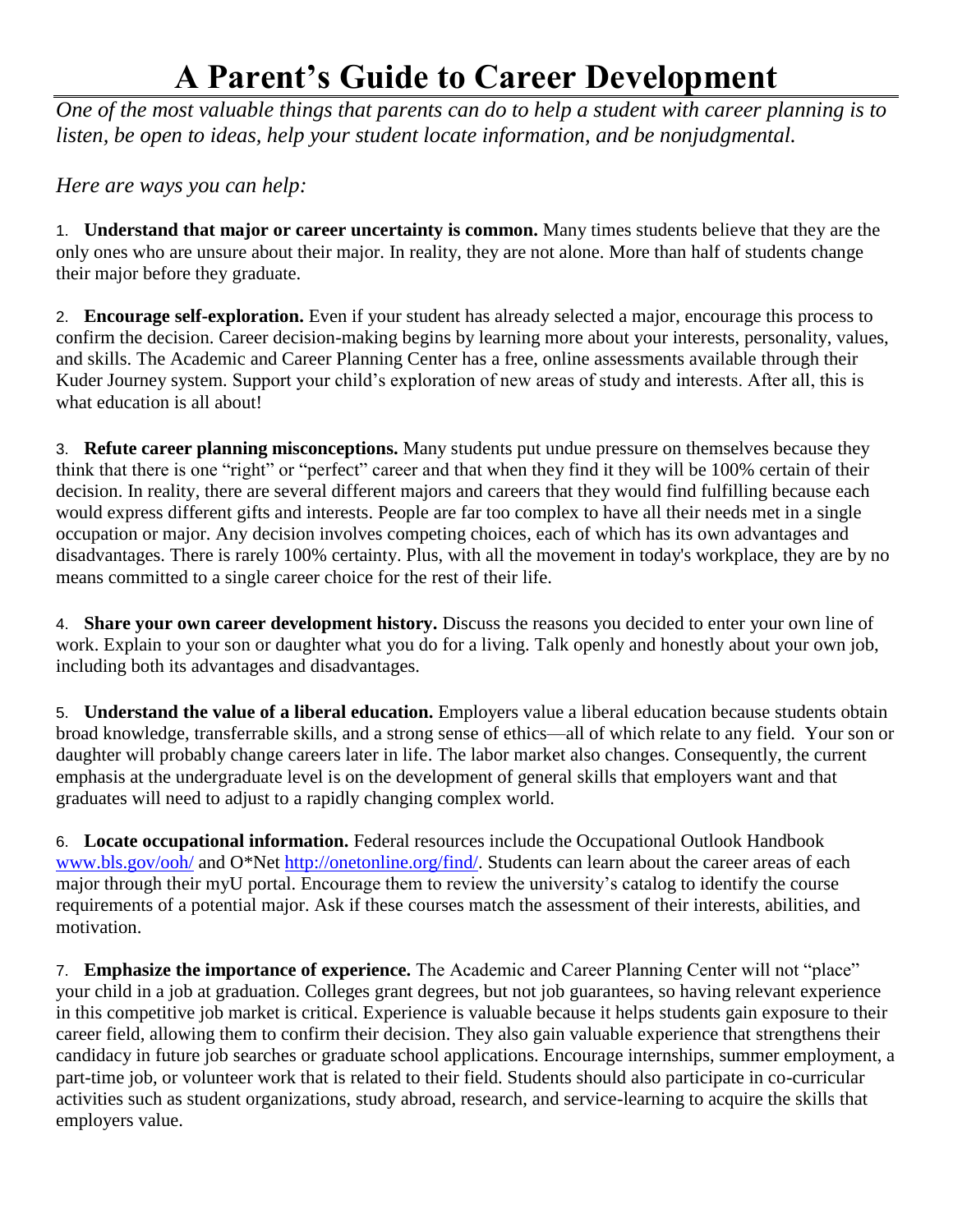# A Parent's Guide to Career Development

*One of the most valuable things that parents can do to help a student with career planning is to listen, be open to ideas, help your student locate information, and be nonjudgmental.*

*Here are ways you can help:*

1. **Understand that major or career uncertainty is common.** Many times students believe that they are the only ones who are unsure about their major. In reality, they are not alone. More than half of students change their major before they graduate.

2. **Encourage self-exploration.** Even if your student has already selected a major, encourage this process to confirm the decision. Career decision-making begins by learning more about your interests, personality, values, and skills. The Academic and Career Planning Center has a free, online assessments available through their Kuder Journey system. Support your child's exploration of new areas of study and interests. After all, this is what education is all about!

3. **Refute career planning misconceptions.** Many students put undue pressure on themselves because they think that there is one "right" or "perfect" career and that when they find it they will be 100% certain of their decision. In reality, there are several different majors and careers that they would find fulfilling because each would express different gifts and interests. People are far too complex to have all their needs met in a single occupation or major. Any decision involves competing choices, each of which has its own advantages and disadvantages. There is rarely 100% certainty. Plus, with all the movement in today's workplace, they are by no means committed to a single career choice for the rest of their life.

4. **Share your own career development history.** Discuss the reasons you decided to enter your own line of work. Explain to your son or daughter what you do for a living. Talk openly and honestly about your own job, including both its advantages and disadvantages.

5. **Understand the value of a liberal education.** Employers value a liberal education because students obtain broad knowledge, transferrable skills, and a strong sense of ethics—all of which relate to any field. Your son or daughter will probably change careers later in life. The labor market also changes. Consequently, the current emphasis at the undergraduate level is on the development of general skills that employers want and that graduates will need to adjust to a rapidly changing complex world.

6. **Locate occupational information.** Federal resources include the Occupational Outlook Handbook [www.bls.gov/ooh/](www.bls.gov/ooh/) and O*Net [http://onetonline.org/find/](http://onetonline.org/find/). Students can learn about the career areas of each major through their myU portal. Encourage them to review the university's catalog to identify the course requirements of a potential major. Ask if these courses match the assessment of their interests, abilities, and motivation.

7. **Emphasize the importance of experience.** The Academic and Career Planning Center will not "place" your child in a job at graduation. Colleges grant degrees, but not job guarantees, so having relevant experience in this competitive job market is critical. Experience is valuable because it helps students gain exposure to their career field, allowing them to confirm their decision. They also gain valuable experience that strengthens their candidacy in future job searches or graduate school applications. Encourage internships, summer employment, a part-time job, or volunteer work that is related to their field. Students should also participate in co-curricular activities such as student organizations, study abroad, research, and service-learning to acquire the skills that employers value.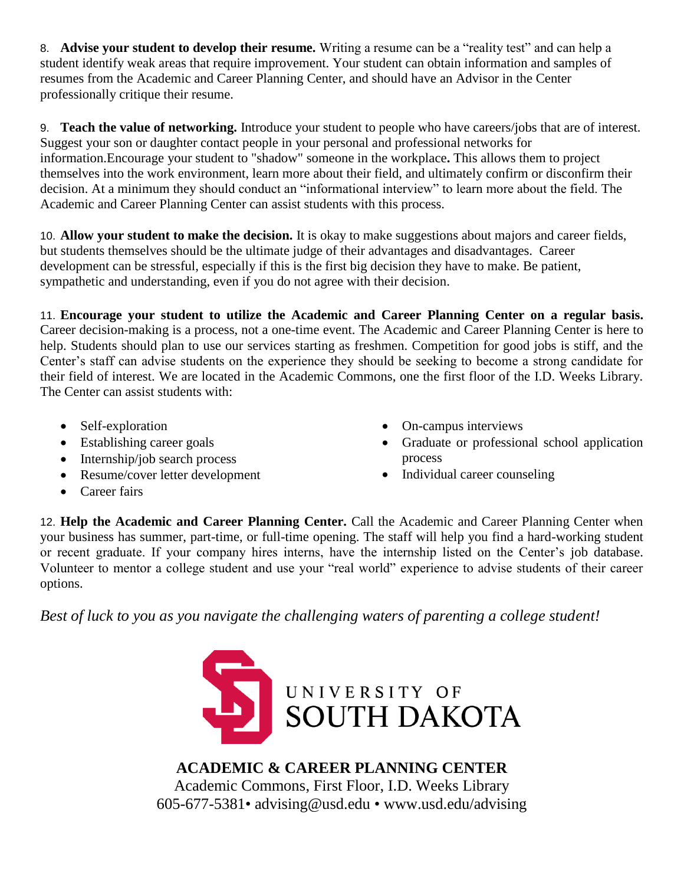8. **Advise your student to develop their resume.** Writing a resume can be a "reality test" and can help a student identify weak areas that require improvement. Your student can obtain information and samples of resumes from the Academic and Career Planning Center, and should have an Advisor in the Center professionally critique their resume.

9. **Teach the value of networking.** Introduce your student to people who have careers/jobs that are of interest. Suggest your son or daughter contact people in your personal and professional networks for information.Encourage your student to "shadow" someone in the workplace**.** This allows them to project themselves into the work environment, learn more about their field, and ultimately confirm or disconfirm their decision. At a minimum they should conduct an "informational interview" to learn more about the field. The Academic and Career Planning Center can assist students with this process.

10. **Allow your student to make the decision.** It is okay to make suggestions about majors and career fields, but students themselves should be the ultimate judge of their advantages and disadvantages. Career development can be stressful, especially if this is the first big decision they have to make. Be patient, sympathetic and understanding, even if you do not agree with their decision.

11. **Encourage your student to utilize the Academic and Career Planning Center on a regular basis.** Career decision-making is a process, not a one-time event. The Academic and Career Planning Center is here to help. Students should plan to use our services starting as freshmen. Competition for good jobs is stiff, and the Center's staff can advise students on the experience they should be seeking to become a strong candidate for their field of interest. We are located in the Academic Commons, one the first floor of the I.D. Weeks Library. The Center can assist students with:

- Self-exploration
- Establishing career goals
- Internship/job search process
- Resume/cover letter development
- Career fairs
- On-campus interviews
- Graduate or professional school application process
- Individual career counseling

12. **Help the Academic and Career Planning Center.** Call the Academic and Career Planning Center when your business has summer, part-time, or full-time opening. The staff will help you find a hard-working student or recent graduate. If your company hires interns, have the internship listed on the Center's job database. Volunteer to mentor a college student and use your "real world" experience to advise students of their career options.

*Best of luck to you as you navigate the challenging waters of parenting a college student!*

UNIVERSITY OF
SOUTH DAKOTA

**ACADEMIC & CAREER PLANNING CENTER**
Academic Commons, First Floor, I.D. Weeks Library
605-677-5381• advising@usd.edu • www.usd.edu/advising